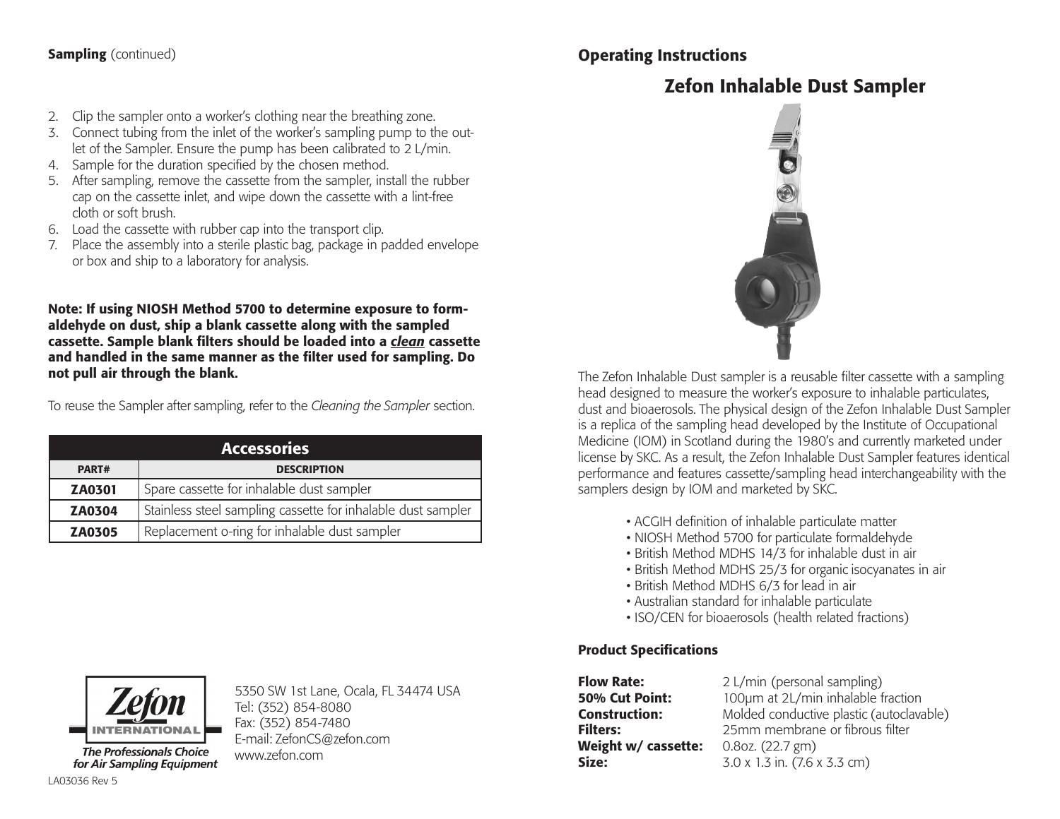**Sampling** (continued)

2. Clip the sampler onto a worker's clothing near the breathing zone.
3. Connect tubing from the inlet of the worker's sampling pump to the outlet of the Sampler. Ensure the pump has been calibrated to 2 L/min.
4. Sample for the duration specified by the chosen method.
5. After sampling, remove the cassette from the sampler, install the rubber cap on the cassette inlet, and wipe down the cassette with a lint-free cloth or soft brush.
6. Load the cassette with rubber cap into the transport clip.
7. Place the assembly into a sterile plastic bag, package in padded envelope or box and ship to a laboratory for analysis.

**Note: If using NIOSH Method 5700 to determine exposure to formaldehyde on dust, ship a blank cassette along with the sampled cassette. Sample blank filters should be loaded into a *clean* cassette and handled in the same manner as the filter used for sampling. Do not pull air through the blank.**

To reuse the Sampler after sampling, refer to the *Cleaning the Sampler* section.

| Accessories | |
|---|---|
| **PART#** | **DESCRIPTION** |
| **ZA0301** | Spare cassette for inhalable dust sampler |
| **ZA0304** | Stainless steel sampling cassette for inhalable dust sampler |
| **ZA0305** | Replacement o-ring for inhalable dust sampler |

Zefon INTERNATIONAL

*The Professionals Choice for Air Sampling Equipment*

5350 SW 1st Lane, Ocala, FL 34474 USA
Tel: (352) 854-8080
Fax: (352) 854-7480
E-mail: ZefonCS@zefon.com
www.zefon.com

LA03036 Rev 5

## Operating Instructions

# Zefon Inhalable Dust Sampler

The Zefon Inhalable Dust sampler is a reusable filter cassette with a sampling head designed to measure the worker's exposure to inhalable particulates, dust and bioaerosols. The physical design of the Zefon Inhalable Dust Sampler is a replica of the sampling head developed by the Institute of Occupational Medicine (IOM) in Scotland during the 1980's and currently marketed under license by SKC. As a result, the Zefon Inhalable Dust Sampler features identical performance and features cassette/sampling head interchangeability with the samplers design by IOM and marketed by SKC.

- ACGIH definition of inhalable particulate matter
- NIOSH Method 5700 for particulate formaldehyde
- British Method MDHS 14/3 for inhalable dust in air
- British Method MDHS 25/3 for organic isocyanates in air
- British Method MDHS 6/3 for lead in air
- Australian standard for inhalable particulate
- ISO/CEN for bioaerosols (health related fractions)

### Product Specifications

| | |
|---|---|
| **Flow Rate:** | 2 L/min (personal sampling) |
| **50% Cut Point:** | 100µm at 2L/min inhalable fraction |
| **Construction:** | Molded conductive plastic (autoclavable) |
| **Filters:** | 25mm membrane or fibrous filter |
| **Weight w/ cassette:** | 0.8oz. (22.7 gm) |
| **Size:** | 3.0 x 1.3 in. (7.6 x 3.3 cm) |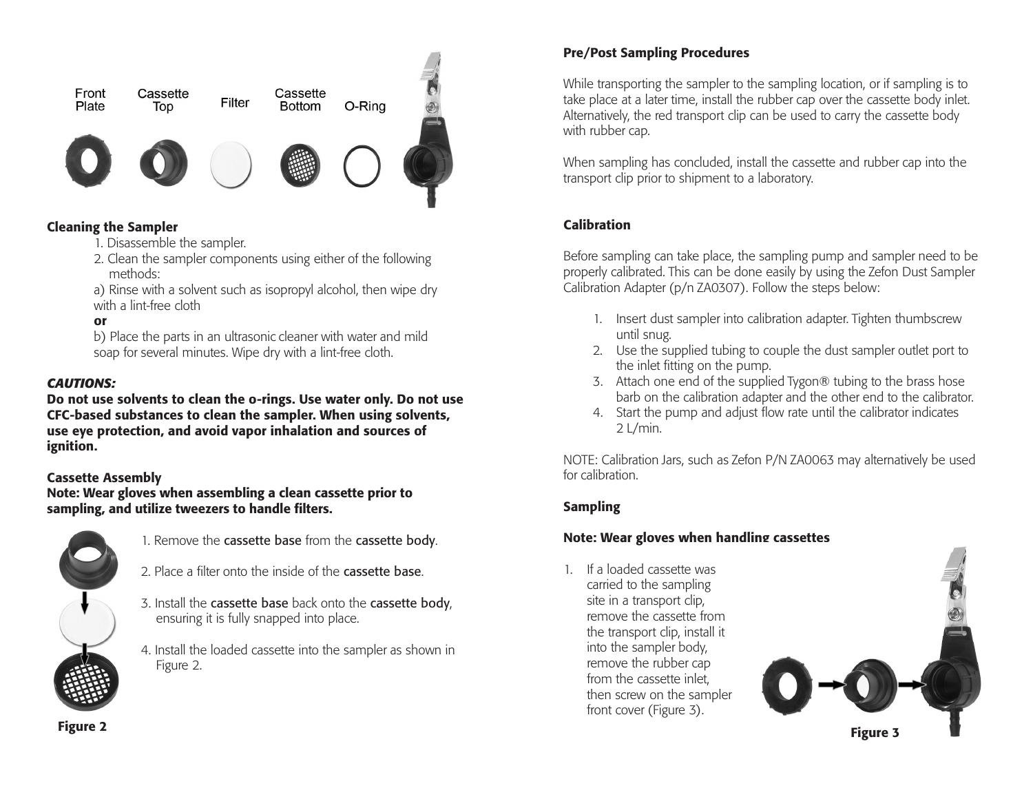Front Plate

Cassette Top

Filter

Cassette Bottom

O-Ring

## Cleaning the Sampler

1. Disassemble the sampler.
2. Clean the sampler components using either of the following methods:

a) Rinse with a solvent such as isopropyl alcohol, then wipe dry with a lint-free cloth

**or**

b) Place the parts in an ultrasonic cleaner with water and mild soap for several minutes. Wipe dry with a lint-free cloth.

***CAUTIONS:***

**Do not use solvents to clean the o-rings. Use water only. Do not use CFC-based substances to clean the sampler. When using solvents, use eye protection, and avoid vapor inhalation and sources of ignition.**

## Cassette Assembly

**Note: Wear gloves when assembling a clean cassette prior to sampling, and utilize tweezers to handle filters.**

1. Remove the cassette base from the cassette body.
2. Place a filter onto the inside of the cassette base.
3. Install the cassette base back onto the cassette body, ensuring it is fully snapped into place.
4. Install the loaded cassette into the sampler as shown in Figure 2.

**Figure 2**

## Pre/Post Sampling Procedures

While transporting the sampler to the sampling location, or if sampling is to take place at a later time, install the rubber cap over the cassette body inlet. Alternatively, the red transport clip can be used to carry the cassette body with rubber cap.

When sampling has concluded, install the cassette and rubber cap into the transport clip prior to shipment to a laboratory.

## Calibration

Before sampling can take place, the sampling pump and sampler need to be properly calibrated. This can be done easily by using the Zefon Dust Sampler Calibration Adapter (p/n ZA0307). Follow the steps below:

1. Insert dust sampler into calibration adapter. Tighten thumbscrew until snug.
2. Use the supplied tubing to couple the dust sampler outlet port to the inlet fitting on the pump.
3. Attach one end of the supplied Tygon® tubing to the brass hose barb on the calibration adapter and the other end to the calibrator.
4. Start the pump and adjust flow rate until the calibrator indicates 2 L/min.

NOTE: Calibration Jars, such as Zefon P/N ZA0063 may alternatively be used for calibration.

## Sampling

**Note: Wear gloves when handling cassettes**

1. If a loaded cassette was carried to the sampling site in a transport clip, remove the cassette from the transport clip, install it into the sampler body, remove the rubber cap from the cassette inlet, then screw on the sampler front cover (Figure 3).

**Figure 3**